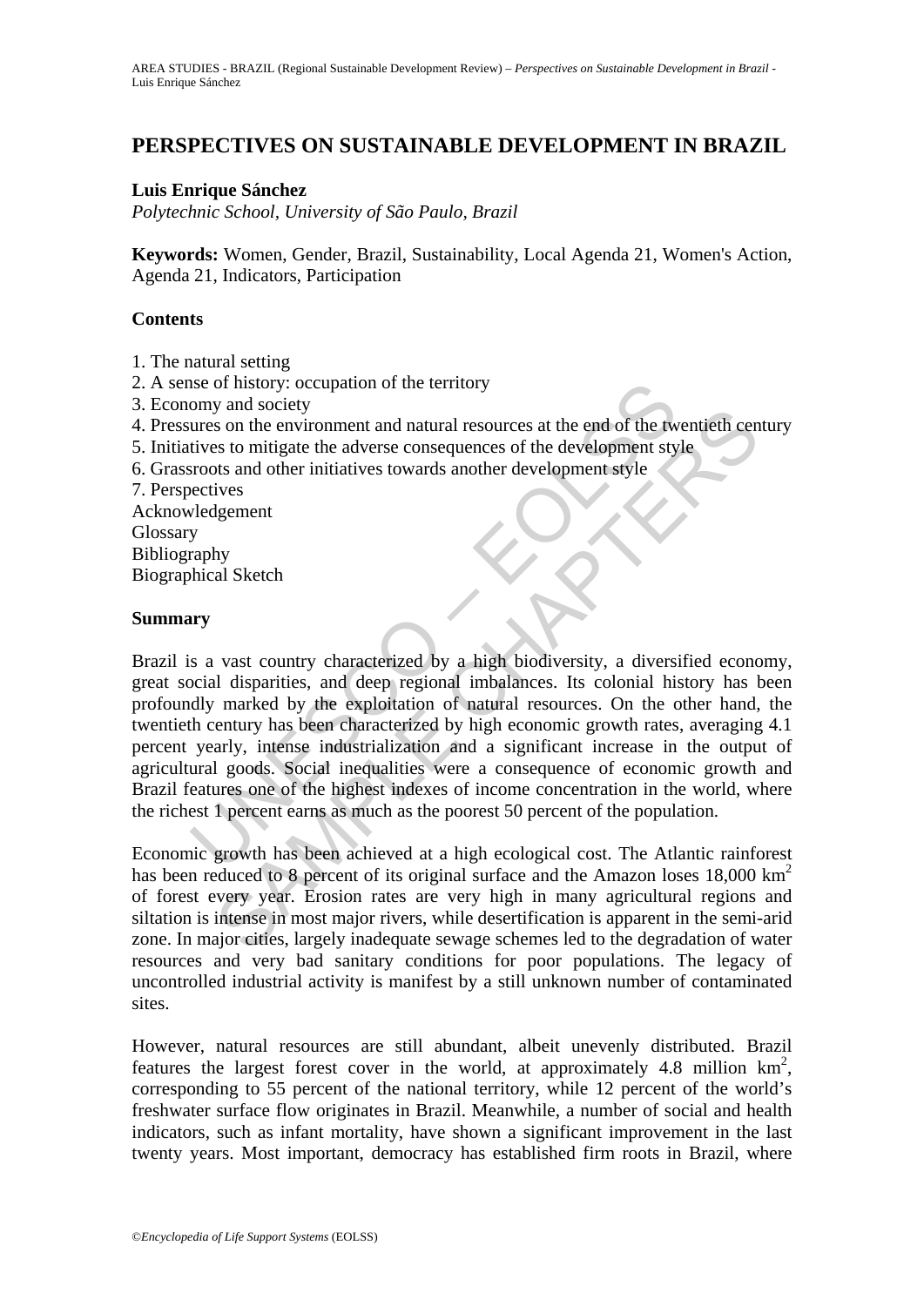# PERSPECTIVES ON SUSTAINABLE DEVELOPMENT IN BRAZIL

**Luis Enrique Sánchez**
*Polytechnic School, University of São Paulo, Brazil*

**Keywords:** Women, Gender, Brazil, Sustainability, Local Agenda 21, Women's Action, Agenda 21, Indicators, Participation

## Contents

1. The natural setting
2. A sense of history: occupation of the territory
3. Economy and society
4. Pressures on the environment and natural resources at the end of the twentieth century
5. Initiatives to mitigate the adverse consequences of the development style
6. Grassroots and other initiatives towards another development style
7. Perspectives

Acknowledgement
Glossary
Bibliography
Biographical Sketch

## Summary

Brazil is a vast country characterized by a high biodiversity, a diversified economy, great social disparities, and deep regional imbalances. Its colonial history has been profoundly marked by the exploitation of natural resources. On the other hand, the twentieth century has been characterized by high economic growth rates, averaging 4.1 percent yearly, intense industrialization and a significant increase in the output of agricultural goods. Social inequalities were a consequence of economic growth and Brazil features one of the highest indexes of income concentration in the world, where the richest 1 percent earns as much as the poorest 50 percent of the population.

Economic growth has been achieved at a high ecological cost. The Atlantic rainforest has been reduced to 8 percent of its original surface and the Amazon loses 18,000 km$^2$ of forest every year. Erosion rates are very high in many agricultural regions and siltation is intense in most major rivers, while desertification is apparent in the semi-arid zone. In major cities, largely inadequate sewage schemes led to the degradation of water resources and very bad sanitary conditions for poor populations. The legacy of uncontrolled industrial activity is manifest by a still unknown number of contaminated sites.

However, natural resources are still abundant, albeit unevenly distributed. Brazil features the largest forest cover in the world, at approximately 4.8 million km$^2$, corresponding to 55 percent of the national territory, while 12 percent of the world's freshwater surface flow originates in Brazil. Meanwhile, a number of social and health indicators, such as infant mortality, have shown a significant improvement in the last twenty years. Most important, democracy has established firm roots in Brazil, where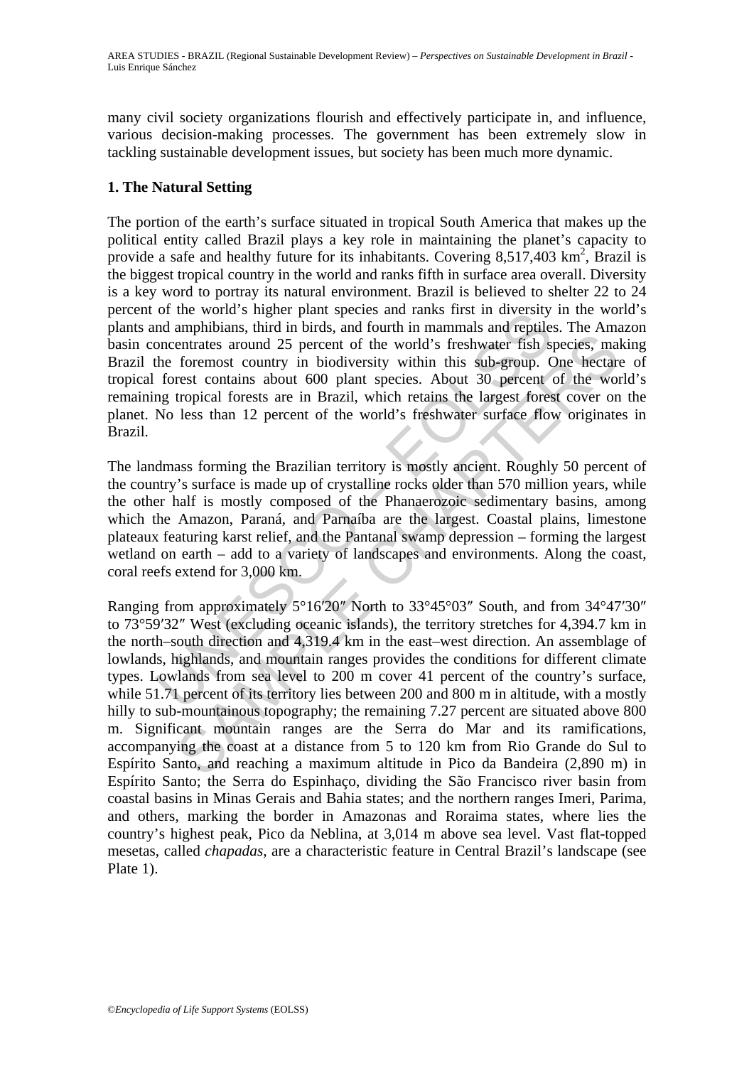many civil society organizations flourish and effectively participate in, and influence, various decision-making processes. The government has been extremely slow in tackling sustainable development issues, but society has been much more dynamic.

## 1. The Natural Setting

The portion of the earth's surface situated in tropical South America that makes up the political entity called Brazil plays a key role in maintaining the planet's capacity to provide a safe and healthy future for its inhabitants. Covering 8,517,403 km$^2$, Brazil is the biggest tropical country in the world and ranks fifth in surface area overall. Diversity is a key word to portray its natural environment. Brazil is believed to shelter 22 to 24 percent of the world's higher plant species and ranks first in diversity in the world's plants and amphibians, third in birds, and fourth in mammals and reptiles. The Amazon basin concentrates around 25 percent of the world's freshwater fish species, making Brazil the foremost country in biodiversity within this sub-group. One hectare of tropical forest contains about 600 plant species. About 30 percent of the world's remaining tropical forests are in Brazil, which retains the largest forest cover on the planet. No less than 12 percent of the world's freshwater surface flow originates in Brazil.

The landmass forming the Brazilian territory is mostly ancient. Roughly 50 percent of the country's surface is made up of crystalline rocks older than 570 million years, while the other half is mostly composed of the Phanaerozoic sedimentary basins, among which the Amazon, Paraná, and Parnaíba are the largest. Coastal plains, limestone plateaux featuring karst relief, and the Pantanal swamp depression – forming the largest wetland on earth – add to a variety of landscapes and environments. Along the coast, coral reefs extend for 3,000 km.

Ranging from approximately 5°16′20″ North to 33°45°03″ South, and from 34°47′30″ to 73°59′32″ West (excluding oceanic islands), the territory stretches for 4,394.7 km in the north–south direction and 4,319.4 km in the east–west direction. An assemblage of lowlands, highlands, and mountain ranges provides the conditions for different climate types. Lowlands from sea level to 200 m cover 41 percent of the country's surface, while 51.71 percent of its territory lies between 200 and 800 m in altitude, with a mostly hilly to sub-mountainous topography; the remaining 7.27 percent are situated above 800 m. Significant mountain ranges are the Serra do Mar and its ramifications, accompanying the coast at a distance from 5 to 120 km from Rio Grande do Sul to Espírito Santo, and reaching a maximum altitude in Pico da Bandeira (2,890 m) in Espírito Santo; the Serra do Espinhaço, dividing the São Francisco river basin from coastal basins in Minas Gerais and Bahia states; and the northern ranges Imeri, Parima, and others, marking the border in Amazonas and Roraima states, where lies the country's highest peak, Pico da Neblina, at 3,014 m above sea level. Vast flat-topped mesetas, called *chapadas*, are a characteristic feature in Central Brazil's landscape (see Plate 1).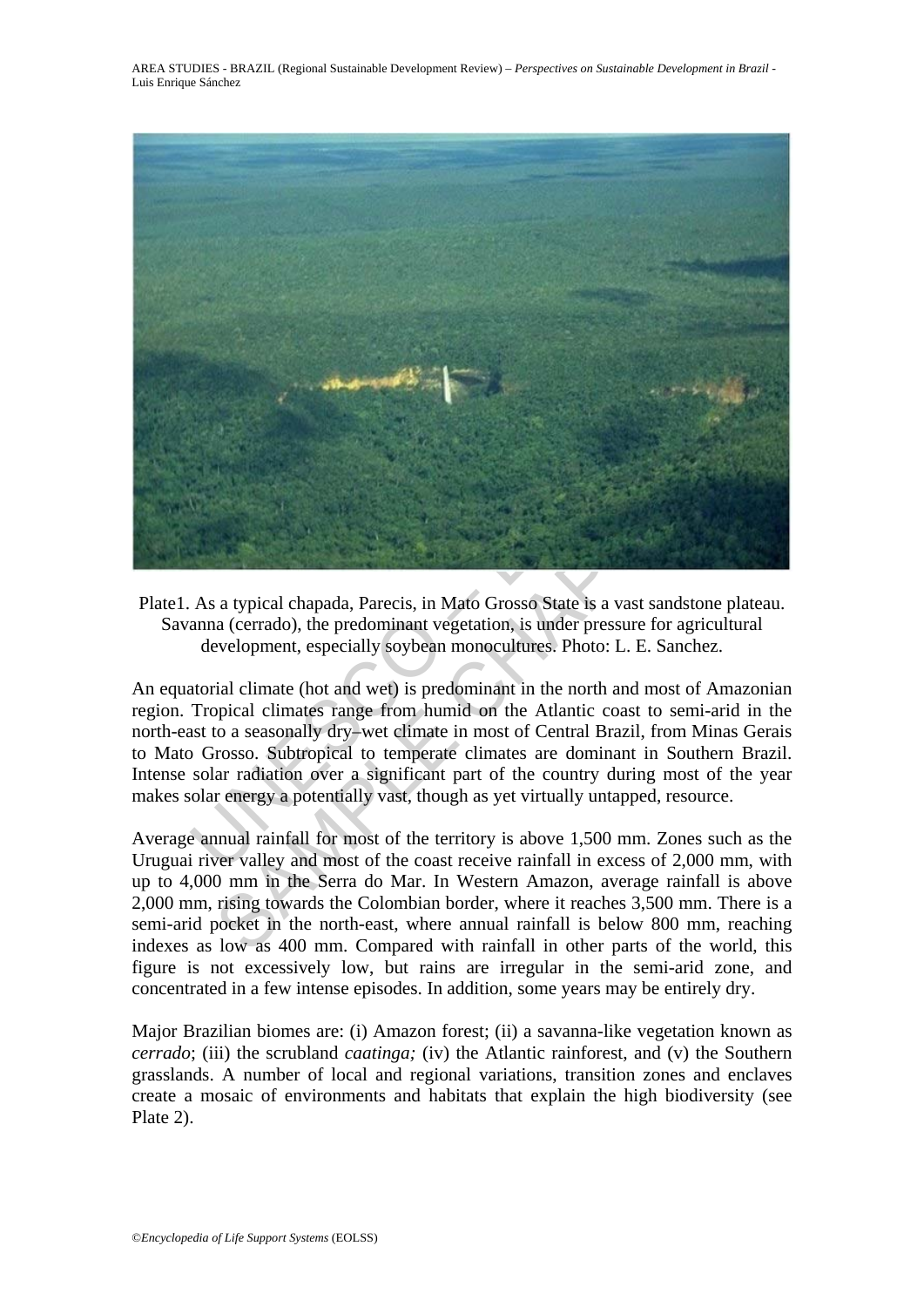Plate1. As a typical chapada, Parecis, in Mato Grosso State is a vast sandstone plateau. Savanna (cerrado), the predominant vegetation, is under pressure for agricultural development, especially soybean monocultures. Photo: L. E. Sanchez.

An equatorial climate (hot and wet) is predominant in the north and most of Amazonian region. Tropical climates range from humid on the Atlantic coast to semi-arid in the north-east to a seasonally dry–wet climate in most of Central Brazil, from Minas Gerais to Mato Grosso. Subtropical to temperate climates are dominant in Southern Brazil. Intense solar radiation over a significant part of the country during most of the year makes solar energy a potentially vast, though as yet virtually untapped, resource.

Average annual rainfall for most of the territory is above 1,500 mm. Zones such as the Uruguai river valley and most of the coast receive rainfall in excess of 2,000 mm, with up to 4,000 mm in the Serra do Mar. In Western Amazon, average rainfall is above 2,000 mm, rising towards the Colombian border, where it reaches 3,500 mm. There is a semi-arid pocket in the north-east, where annual rainfall is below 800 mm, reaching indexes as low as 400 mm. Compared with rainfall in other parts of the world, this figure is not excessively low, but rains are irregular in the semi-arid zone, and concentrated in a few intense episodes. In addition, some years may be entirely dry.

Major Brazilian biomes are: (i) Amazon forest; (ii) a savanna-like vegetation known as *cerrado*; (iii) the scrubland *caatinga;* (iv) the Atlantic rainforest, and (v) the Southern grasslands. A number of local and regional variations, transition zones and enclaves create a mosaic of environments and habitats that explain the high biodiversity (see Plate 2).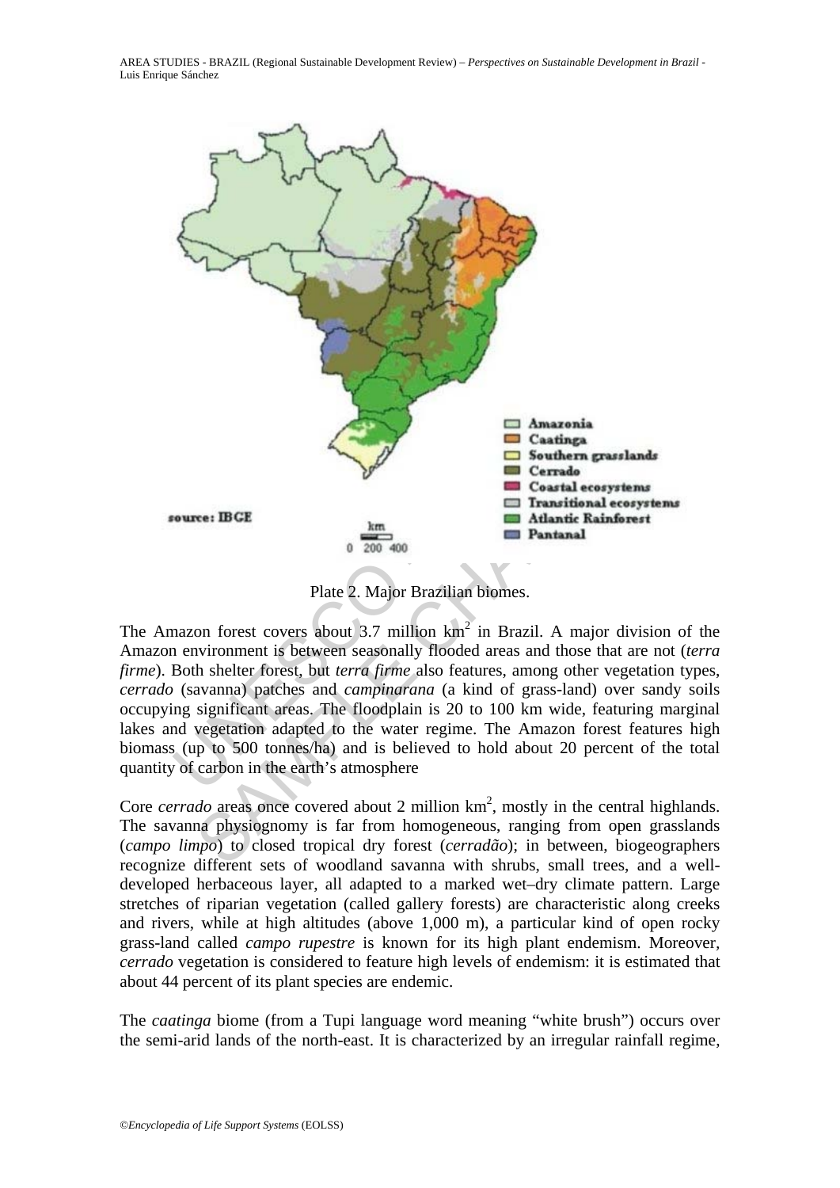Plate 2. Major Brazilian biomes.

The Amazon forest covers about 3.7 million km$^2$ in Brazil. A major division of the Amazon environment is between seasonally flooded areas and those that are not (*terra firme*). Both shelter forest, but *terra firme* also features, among other vegetation types, *cerrado* (savanna) patches and *campinarana* (a kind of grass-land) over sandy soils occupying significant areas. The floodplain is 20 to 100 km wide, featuring marginal lakes and vegetation adapted to the water regime. The Amazon forest features high biomass (up to 500 tonnes/ha) and is believed to hold about 20 percent of the total quantity of carbon in the earth's atmosphere

Core *cerrado* areas once covered about 2 million km$^2$, mostly in the central highlands. The savanna physiognomy is far from homogeneous, ranging from open grasslands (*campo limpo*) to closed tropical dry forest (*cerradão*); in between, biogeographers recognize different sets of woodland savanna with shrubs, small trees, and a well-developed herbaceous layer, all adapted to a marked wet–dry climate pattern. Large stretches of riparian vegetation (called gallery forests) are characteristic along creeks and rivers, while at high altitudes (above 1,000 m), a particular kind of open rocky grass-land called *campo rupestre* is known for its high plant endemism. Moreover, *cerrado* vegetation is considered to feature high levels of endemism: it is estimated that about 44 percent of its plant species are endemic.

The *caatinga* biome (from a Tupi language word meaning "white brush") occurs over the semi-arid lands of the north-east. It is characterized by an irregular rainfall regime,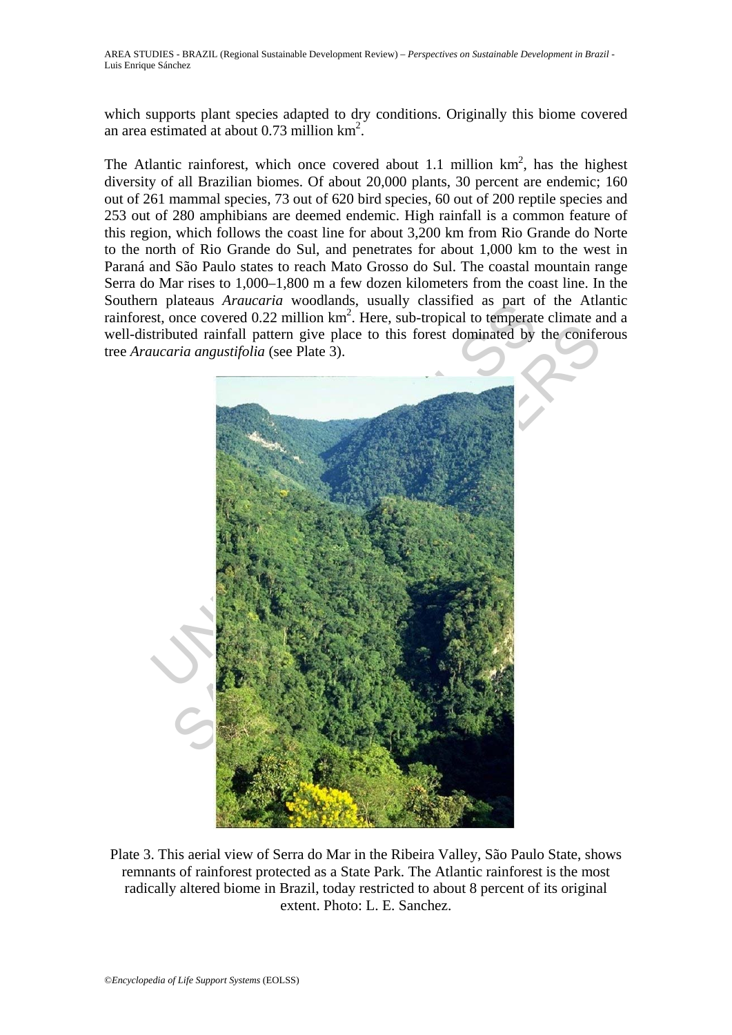which supports plant species adapted to dry conditions. Originally this biome covered an area estimated at about 0.73 million km$^2$.

The Atlantic rainforest, which once covered about 1.1 million km$^2$, has the highest diversity of all Brazilian biomes. Of about 20,000 plants, 30 percent are endemic; 160 out of 261 mammal species, 73 out of 620 bird species, 60 out of 200 reptile species and 253 out of 280 amphibians are deemed endemic. High rainfall is a common feature of this region, which follows the coast line for about 3,200 km from Rio Grande do Norte to the north of Rio Grande do Sul, and penetrates for about 1,000 km to the west in Paraná and São Paulo states to reach Mato Grosso do Sul. The coastal mountain range Serra do Mar rises to 1,000–1,800 m a few dozen kilometers from the coast line. In the Southern plateaus *Araucaria* woodlands, usually classified as part of the Atlantic rainforest, once covered 0.22 million km$^2$. Here, sub-tropical to temperate climate and a well-distributed rainfall pattern give place to this forest dominated by the coniferous tree *Araucaria angustifolia* (see Plate 3).

Plate 3. This aerial view of Serra do Mar in the Ribeira Valley, São Paulo State, shows remnants of rainforest protected as a State Park. The Atlantic rainforest is the most radically altered biome in Brazil, today restricted to about 8 percent of its original extent. Photo: L. E. Sanchez.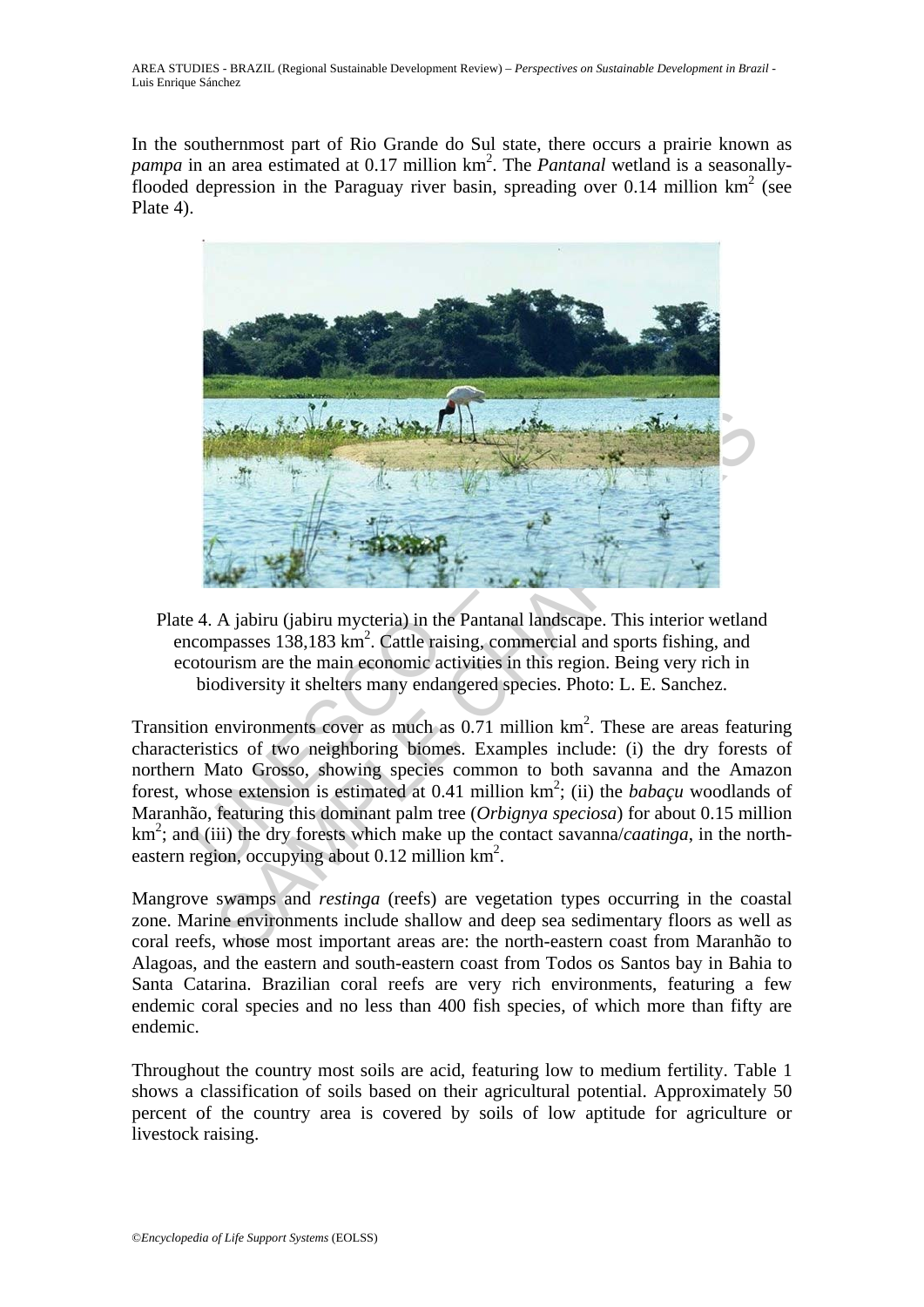In the southernmost part of Rio Grande do Sul state, there occurs a prairie known as *pampa* in an area estimated at 0.17 million km$^2$. The *Pantanal* wetland is a seasonally-flooded depression in the Paraguay river basin, spreading over 0.14 million km$^2$ (see Plate 4).

Plate 4. A jabiru (jabiru mycteria) in the Pantanal landscape. This interior wetland encompasses 138,183 km$^2$. Cattle raising, commercial and sports fishing, and ecotourism are the main economic activities in this region. Being very rich in biodiversity it shelters many endangered species. Photo: L. E. Sanchez.

Transition environments cover as much as 0.71 million km$^2$. These are areas featuring characteristics of two neighboring biomes. Examples include: (i) the dry forests of northern Mato Grosso, showing species common to both savanna and the Amazon forest, whose extension is estimated at 0.41 million km$^2$; (ii) the *babaçu* woodlands of Maranhão, featuring this dominant palm tree (*Orbignya speciosa*) for about 0.15 million km$^2$; and (iii) the dry forests which make up the contact savanna/*caatinga*, in the north-eastern region, occupying about 0.12 million km$^2$.

Mangrove swamps and *restinga* (reefs) are vegetation types occurring in the coastal zone. Marine environments include shallow and deep sea sedimentary floors as well as coral reefs, whose most important areas are: the north-eastern coast from Maranhão to Alagoas, and the eastern and south-eastern coast from Todos os Santos bay in Bahia to Santa Catarina. Brazilian coral reefs are very rich environments, featuring a few endemic coral species and no less than 400 fish species, of which more than fifty are endemic.

Throughout the country most soils are acid, featuring low to medium fertility. Table 1 shows a classification of soils based on their agricultural potential. Approximately 50 percent of the country area is covered by soils of low aptitude for agriculture or livestock raising.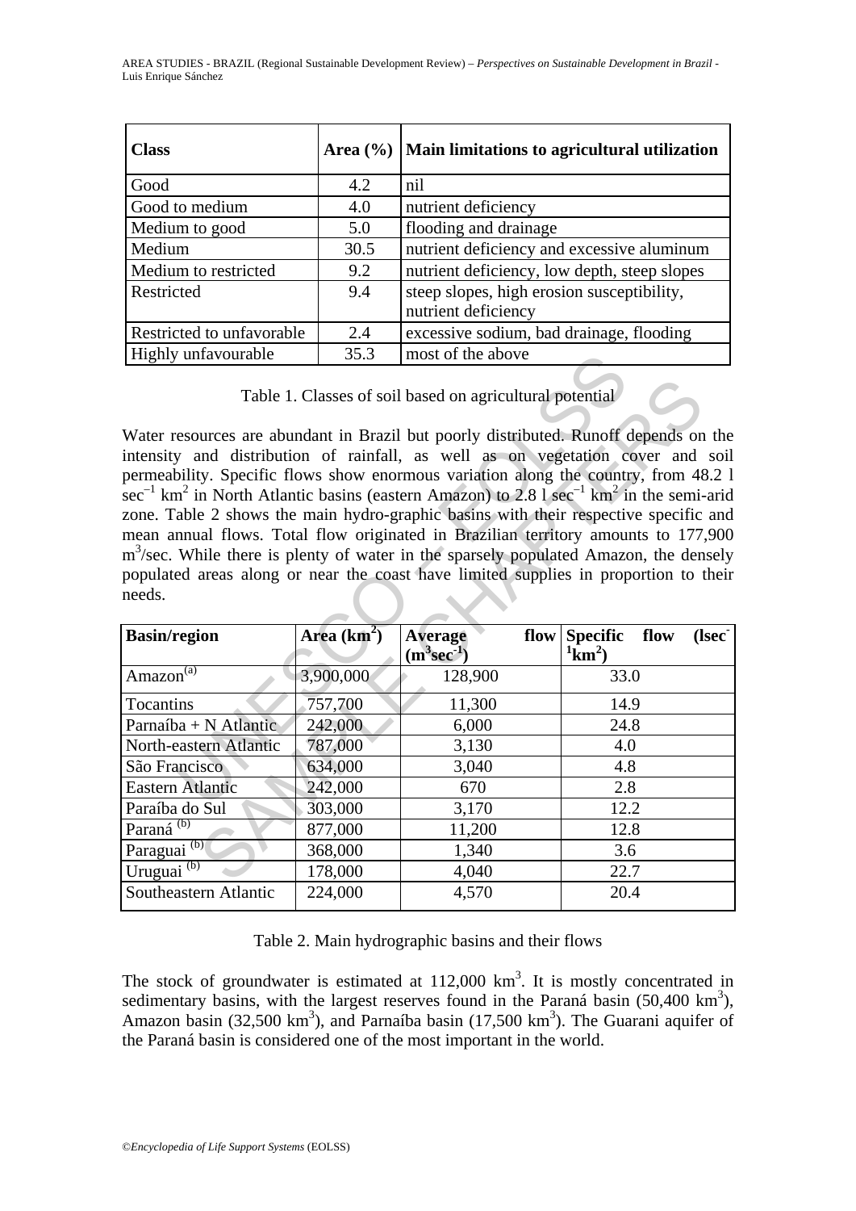| Class | Area (%) | Main limitations to agricultural utilization |
|---|---|---|
| Good | 4.2 | nil |
| Good to medium | 4.0 | nutrient deficiency |
| Medium to good | 5.0 | flooding and drainage |
| Medium | 30.5 | nutrient deficiency and excessive aluminum |
| Medium to restricted | 9.2 | nutrient deficiency, low depth, steep slopes |
| Restricted | 9.4 | steep slopes, high erosion susceptibility, nutrient deficiency |
| Restricted to unfavorable | 2.4 | excessive sodium, bad drainage, flooding |
| Highly unfavourable | 35.3 | most of the above |

Table 1. Classes of soil based on agricultural potential

Water resources are abundant in Brazil but poorly distributed. Runoff depends on the intensity and distribution of rainfall, as well as on vegetation cover and soil permeability. Specific flows show enormous variation along the country, from 48.2 l $sec^{-1}$ $km^2$ in North Atlantic basins (eastern Amazon) to 2.8 l $sec^{-1}$ $km^2$ in the semi-arid zone. Table 2 shows the main hydro-graphic basins with their respective specific and mean annual flows. Total flow originated in Brazilian territory amounts to 177,900 $m^3$/sec. While there is plenty of water in the sparsely populated Amazon, the densely populated areas along or near the coast have limited supplies in proportion to their needs.

| Basin/region | Area ($km^2$) | Average flow ($m^3 sec^{-1}$) | Specific flow ($l sec^{-1} km^2$) |
|---|---|---|---|
| Amazon[(a)] | 3,900,000 | 128,900 | 33.0 |
| Tocantins | 757,700 | 11,300 | 14.9 |
| Parnaíba + N Atlantic | 242,000 | 6,000 | 24.8 |
| North-eastern Atlantic | 787,000 | 3,130 | 4.0 |
| São Francisco | 634,000 | 3,040 | 4.8 |
| Eastern Atlantic | 242,000 | 670 | 2.8 |
| Paraíba do Sul | 303,000 | 3,170 | 12.2 |
| Paraná [(b)] | 877,000 | 11,200 | 12.8 |
| Paraguai [(b)] | 368,000 | 1,340 | 3.6 |
| Uruguai [(b)] | 178,000 | 4,040 | 22.7 |
| Southeastern Atlantic | 224,000 | 4,570 | 20.4 |

Table 2. Main hydrographic basins and their flows

The stock of groundwater is estimated at 112,000 $km^3$. It is mostly concentrated in sedimentary basins, with the largest reserves found in the Paraná basin (50,400 $km^3$), Amazon basin (32,500 $km^3$), and Parnaíba basin (17,500 $km^3$). The Guarani aquifer of the Paraná basin is considered one of the most important in the world.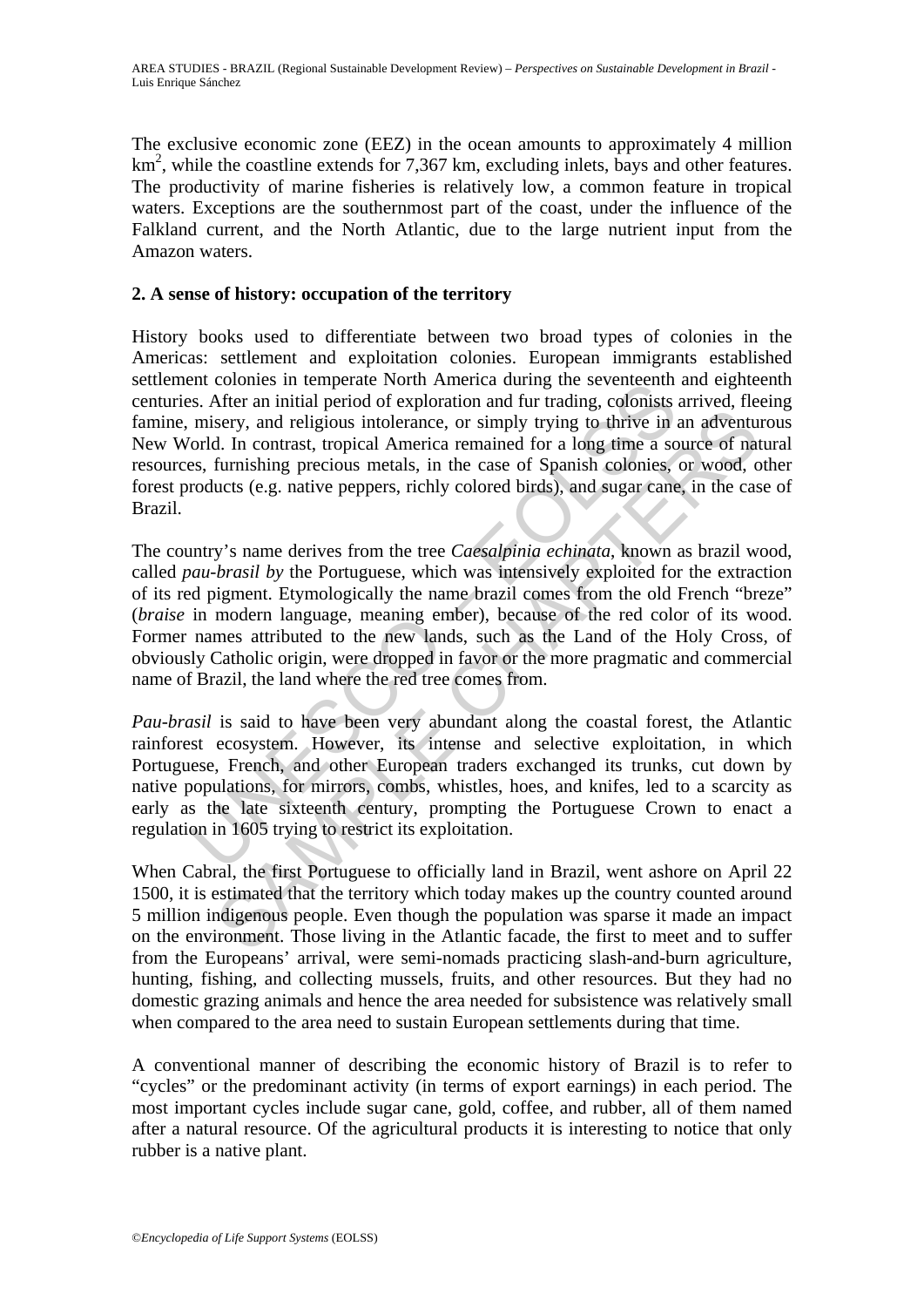The exclusive economic zone (EEZ) in the ocean amounts to approximately 4 million km$^2$, while the coastline extends for 7,367 km, excluding inlets, bays and other features. The productivity of marine fisheries is relatively low, a common feature in tropical waters. Exceptions are the southernmost part of the coast, under the influence of the Falkland current, and the North Atlantic, due to the large nutrient input from the Amazon waters.

## 2. A sense of history: occupation of the territory

History books used to differentiate between two broad types of colonies in the Americas: settlement and exploitation colonies. European immigrants established settlement colonies in temperate North America during the seventeenth and eighteenth centuries. After an initial period of exploration and fur trading, colonists arrived, fleeing famine, misery, and religious intolerance, or simply trying to thrive in an adventurous New World. In contrast, tropical America remained for a long time a source of natural resources, furnishing precious metals, in the case of Spanish colonies, or wood, other forest products (e.g. native peppers, richly colored birds), and sugar cane, in the case of Brazil.

The country's name derives from the tree *Caesalpinia echinata*, known as brazil wood, called *pau-brasil by* the Portuguese, which was intensively exploited for the extraction of its red pigment. Etymologically the name brazil comes from the old French "breze" (*braise* in modern language, meaning ember), because of the red color of its wood. Former names attributed to the new lands, such as the Land of the Holy Cross, of obviously Catholic origin, were dropped in favor or the more pragmatic and commercial name of Brazil, the land where the red tree comes from.

*Pau-brasil* is said to have been very abundant along the coastal forest, the Atlantic rainforest ecosystem. However, its intense and selective exploitation, in which Portuguese, French, and other European traders exchanged its trunks, cut down by native populations, for mirrors, combs, whistles, hoes, and knifes, led to a scarcity as early as the late sixteenth century, prompting the Portuguese Crown to enact a regulation in 1605 trying to restrict its exploitation.

When Cabral, the first Portuguese to officially land in Brazil, went ashore on April 22 1500, it is estimated that the territory which today makes up the country counted around 5 million indigenous people. Even though the population was sparse it made an impact on the environment. Those living in the Atlantic facade, the first to meet and to suffer from the Europeans' arrival, were semi-nomads practicing slash-and-burn agriculture, hunting, fishing, and collecting mussels, fruits, and other resources. But they had no domestic grazing animals and hence the area needed for subsistence was relatively small when compared to the area need to sustain European settlements during that time.

A conventional manner of describing the economic history of Brazil is to refer to "cycles" or the predominant activity (in terms of export earnings) in each period. The most important cycles include sugar cane, gold, coffee, and rubber, all of them named after a natural resource. Of the agricultural products it is interesting to notice that only rubber is a native plant.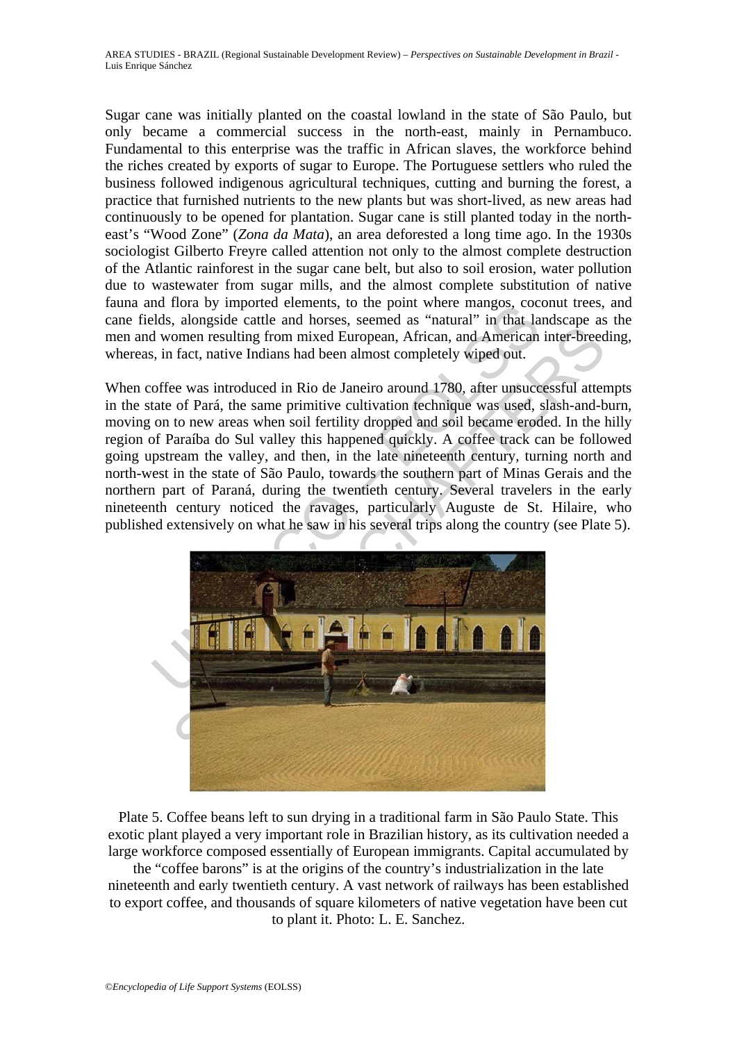Sugar cane was initially planted on the coastal lowland in the state of São Paulo, but only became a commercial success in the north-east, mainly in Pernambuco. Fundamental to this enterprise was the traffic in African slaves, the workforce behind the riches created by exports of sugar to Europe. The Portuguese settlers who ruled the business followed indigenous agricultural techniques, cutting and burning the forest, a practice that furnished nutrients to the new plants but was short-lived, as new areas had continuously to be opened for plantation. Sugar cane is still planted today in the north-east's "Wood Zone" (*Zona da Mata*), an area deforested a long time ago. In the 1930s sociologist Gilberto Freyre called attention not only to the almost complete destruction of the Atlantic rainforest in the sugar cane belt, but also to soil erosion, water pollution due to wastewater from sugar mills, and the almost complete substitution of native fauna and flora by imported elements, to the point where mangos, coconut trees, and cane fields, alongside cattle and horses, seemed as "natural" in that landscape as the men and women resulting from mixed European, African, and American inter-breeding, whereas, in fact, native Indians had been almost completely wiped out.

When coffee was introduced in Rio de Janeiro around 1780, after unsuccessful attempts in the state of Pará, the same primitive cultivation technique was used, slash-and-burn, moving on to new areas when soil fertility dropped and soil became eroded. In the hilly region of Paraíba do Sul valley this happened quickly. A coffee track can be followed going upstream the valley, and then, in the late nineteenth century, turning north and north-west in the state of São Paulo, towards the southern part of Minas Gerais and the northern part of Paraná, during the twentieth century. Several travelers in the early nineteenth century noticed the ravages, particularly Auguste de St. Hilaire, who published extensively on what he saw in his several trips along the country (see Plate 5).

Plate 5. Coffee beans left to sun drying in a traditional farm in São Paulo State. This exotic plant played a very important role in Brazilian history, as its cultivation needed a large workforce composed essentially of European immigrants. Capital accumulated by the "coffee barons" is at the origins of the country's industrialization in the late nineteenth and early twentieth century. A vast network of railways has been established to export coffee, and thousands of square kilometers of native vegetation have been cut to plant it. Photo: L. E. Sanchez.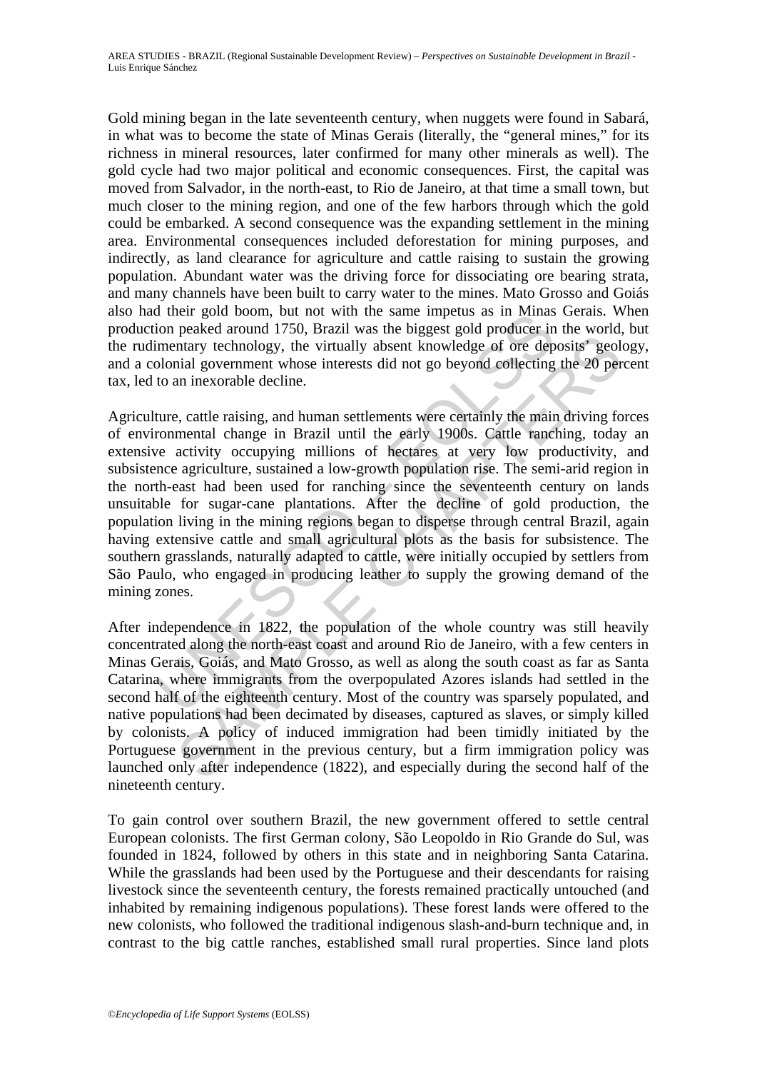Gold mining began in the late seventeenth century, when nuggets were found in Sabará, in what was to become the state of Minas Gerais (literally, the "general mines," for its richness in mineral resources, later confirmed for many other minerals as well). The gold cycle had two major political and economic consequences. First, the capital was moved from Salvador, in the north-east, to Rio de Janeiro, at that time a small town, but much closer to the mining region, and one of the few harbors through which the gold could be embarked. A second consequence was the expanding settlement in the mining area. Environmental consequences included deforestation for mining purposes, and indirectly, as land clearance for agriculture and cattle raising to sustain the growing population. Abundant water was the driving force for dissociating ore bearing strata, and many channels have been built to carry water to the mines. Mato Grosso and Goiás also had their gold boom, but not with the same impetus as in Minas Gerais. When production peaked around 1750, Brazil was the biggest gold producer in the world, but the rudimentary technology, the virtually absent knowledge of ore deposits' geology, and a colonial government whose interests did not go beyond collecting the 20 percent tax, led to an inexorable decline.

Agriculture, cattle raising, and human settlements were certainly the main driving forces of environmental change in Brazil until the early 1900s. Cattle ranching, today an extensive activity occupying millions of hectares at very low productivity, and subsistence agriculture, sustained a low-growth population rise. The semi-arid region in the north-east had been used for ranching since the seventeenth century on lands unsuitable for sugar-cane plantations. After the decline of gold production, the population living in the mining regions began to disperse through central Brazil, again having extensive cattle and small agricultural plots as the basis for subsistence. The southern grasslands, naturally adapted to cattle, were initially occupied by settlers from São Paulo, who engaged in producing leather to supply the growing demand of the mining zones.

After independence in 1822, the population of the whole country was still heavily concentrated along the north-east coast and around Rio de Janeiro, with a few centers in Minas Gerais, Goiás, and Mato Grosso, as well as along the south coast as far as Santa Catarina, where immigrants from the overpopulated Azores islands had settled in the second half of the eighteenth century. Most of the country was sparsely populated, and native populations had been decimated by diseases, captured as slaves, or simply killed by colonists. A policy of induced immigration had been timidly initiated by the Portuguese government in the previous century, but a firm immigration policy was launched only after independence (1822), and especially during the second half of the nineteenth century.

To gain control over southern Brazil, the new government offered to settle central European colonists. The first German colony, São Leopoldo in Rio Grande do Sul, was founded in 1824, followed by others in this state and in neighboring Santa Catarina. While the grasslands had been used by the Portuguese and their descendants for raising livestock since the seventeenth century, the forests remained practically untouched (and inhabited by remaining indigenous populations). These forest lands were offered to the new colonists, who followed the traditional indigenous slash-and-burn technique and, in contrast to the big cattle ranches, established small rural properties. Since land plots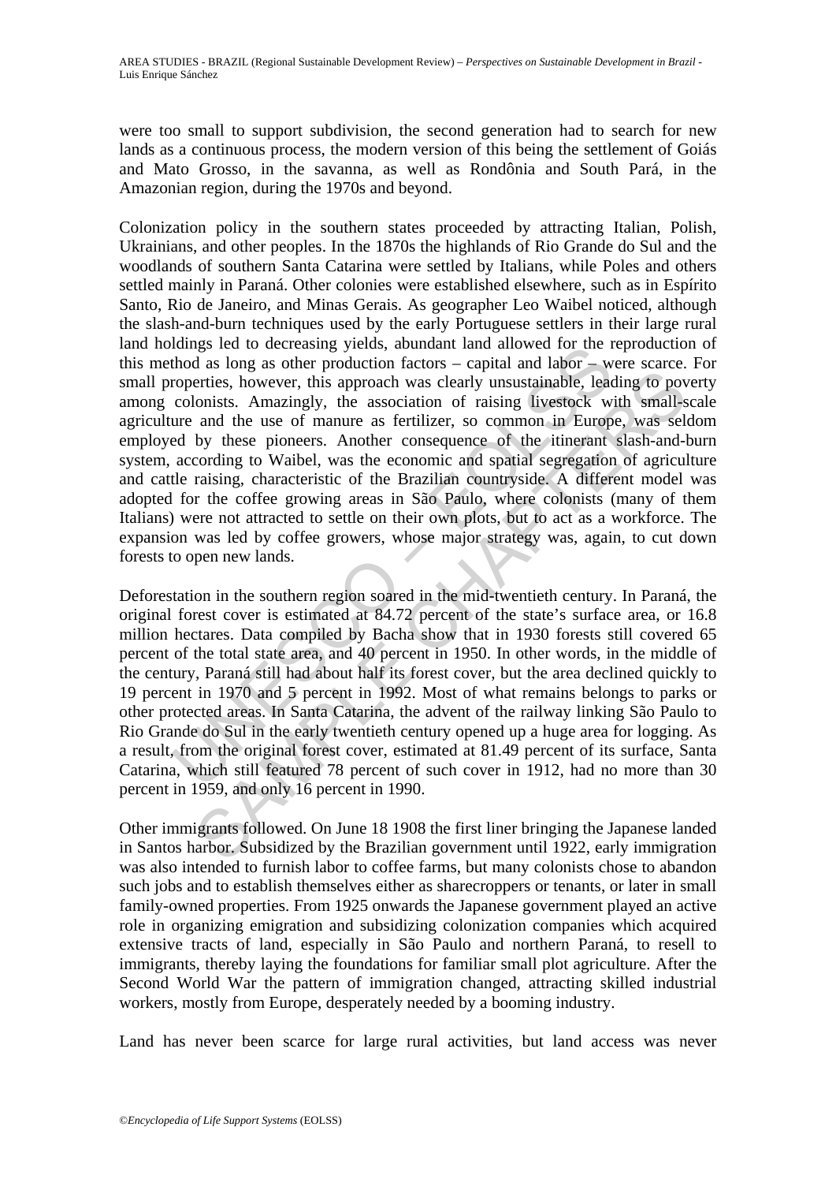were too small to support subdivision, the second generation had to search for new lands as a continuous process, the modern version of this being the settlement of Goiás and Mato Grosso, in the savanna, as well as Rondônia and South Pará, in the Amazonian region, during the 1970s and beyond.

Colonization policy in the southern states proceeded by attracting Italian, Polish, Ukrainians, and other peoples. In the 1870s the highlands of Rio Grande do Sul and the woodlands of southern Santa Catarina were settled by Italians, while Poles and others settled mainly in Paraná. Other colonies were established elsewhere, such as in Espírito Santo, Rio de Janeiro, and Minas Gerais. As geographer Leo Waibel noticed, although the slash-and-burn techniques used by the early Portuguese settlers in their large rural land holdings led to decreasing yields, abundant land allowed for the reproduction of this method as long as other production factors – capital and labor – were scarce. For small properties, however, this approach was clearly unsustainable, leading to poverty among colonists. Amazingly, the association of raising livestock with small-scale agriculture and the use of manure as fertilizer, so common in Europe, was seldom employed by these pioneers. Another consequence of the itinerant slash-and-burn system, according to Waibel, was the economic and spatial segregation of agriculture and cattle raising, characteristic of the Brazilian countryside. A different model was adopted for the coffee growing areas in São Paulo, where colonists (many of them Italians) were not attracted to settle on their own plots, but to act as a workforce. The expansion was led by coffee growers, whose major strategy was, again, to cut down forests to open new lands.

Deforestation in the southern region soared in the mid-twentieth century. In Paraná, the original forest cover is estimated at 84.72 percent of the state's surface area, or 16.8 million hectares. Data compiled by Bacha show that in 1930 forests still covered 65 percent of the total state area, and 40 percent in 1950. In other words, in the middle of the century, Paraná still had about half its forest cover, but the area declined quickly to 19 percent in 1970 and 5 percent in 1992. Most of what remains belongs to parks or other protected areas. In Santa Catarina, the advent of the railway linking São Paulo to Rio Grande do Sul in the early twentieth century opened up a huge area for logging. As a result, from the original forest cover, estimated at 81.49 percent of its surface, Santa Catarina, which still featured 78 percent of such cover in 1912, had no more than 30 percent in 1959, and only 16 percent in 1990.

Other immigrants followed. On June 18 1908 the first liner bringing the Japanese landed in Santos harbor. Subsidized by the Brazilian government until 1922, early immigration was also intended to furnish labor to coffee farms, but many colonists chose to abandon such jobs and to establish themselves either as sharecroppers or tenants, or later in small family-owned properties. From 1925 onwards the Japanese government played an active role in organizing emigration and subsidizing colonization companies which acquired extensive tracts of land, especially in São Paulo and northern Paraná, to resell to immigrants, thereby laying the foundations for familiar small plot agriculture. After the Second World War the pattern of immigration changed, attracting skilled industrial workers, mostly from Europe, desperately needed by a booming industry.

Land has never been scarce for large rural activities, but land access was never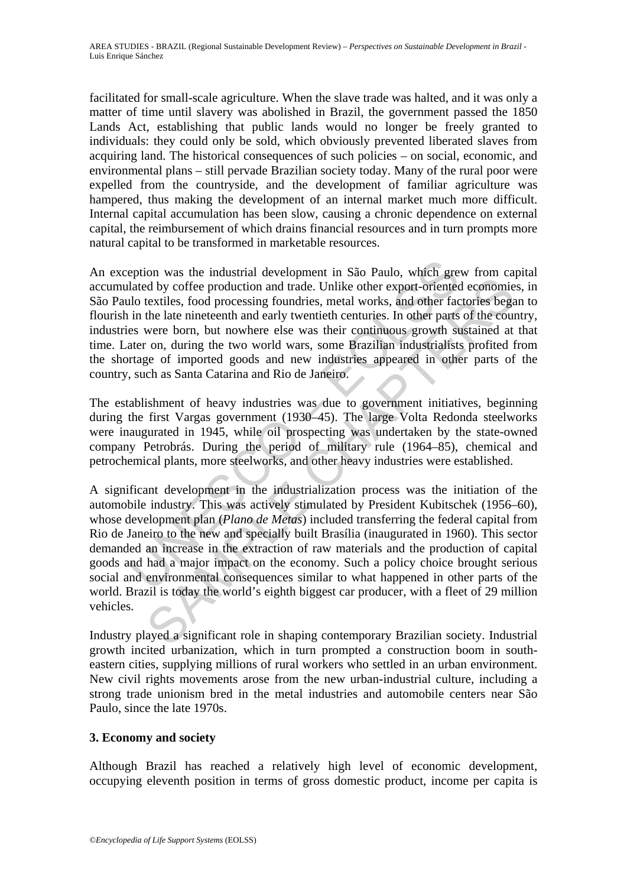facilitated for small-scale agriculture. When the slave trade was halted, and it was only a matter of time until slavery was abolished in Brazil, the government passed the 1850 Lands Act, establishing that public lands would no longer be freely granted to individuals: they could only be sold, which obviously prevented liberated slaves from acquiring land. The historical consequences of such policies – on social, economic, and environmental plans – still pervade Brazilian society today. Many of the rural poor were expelled from the countryside, and the development of familiar agriculture was hampered, thus making the development of an internal market much more difficult. Internal capital accumulation has been slow, causing a chronic dependence on external capital, the reimbursement of which drains financial resources and in turn prompts more natural capital to be transformed in marketable resources.

An exception was the industrial development in São Paulo, which grew from capital accumulated by coffee production and trade. Unlike other export-oriented economies, in São Paulo textiles, food processing foundries, metal works, and other factories began to flourish in the late nineteenth and early twentieth centuries. In other parts of the country, industries were born, but nowhere else was their continuous growth sustained at that time. Later on, during the two world wars, some Brazilian industrialists profited from the shortage of imported goods and new industries appeared in other parts of the country, such as Santa Catarina and Rio de Janeiro.

The establishment of heavy industries was due to government initiatives, beginning during the first Vargas government (1930–45). The large Volta Redonda steelworks were inaugurated in 1945, while oil prospecting was undertaken by the state-owned company Petrobrás. During the period of military rule (1964–85), chemical and petrochemical plants, more steelworks, and other heavy industries were established.

A significant development in the industrialization process was the initiation of the automobile industry. This was actively stimulated by President Kubitschek (1956–60), whose development plan (*Plano de Metas*) included transferring the federal capital from Rio de Janeiro to the new and specially built Brasília (inaugurated in 1960). This sector demanded an increase in the extraction of raw materials and the production of capital goods and had a major impact on the economy. Such a policy choice brought serious social and environmental consequences similar to what happened in other parts of the world. Brazil is today the world's eighth biggest car producer, with a fleet of 29 million vehicles.

Industry played a significant role in shaping contemporary Brazilian society. Industrial growth incited urbanization, which in turn prompted a construction boom in south-eastern cities, supplying millions of rural workers who settled in an urban environment. New civil rights movements arose from the new urban-industrial culture, including a strong trade unionism bred in the metal industries and automobile centers near São Paulo, since the late 1970s.

## 3. Economy and society

Although Brazil has reached a relatively high level of economic development, occupying eleventh position in terms of gross domestic product, income per capita is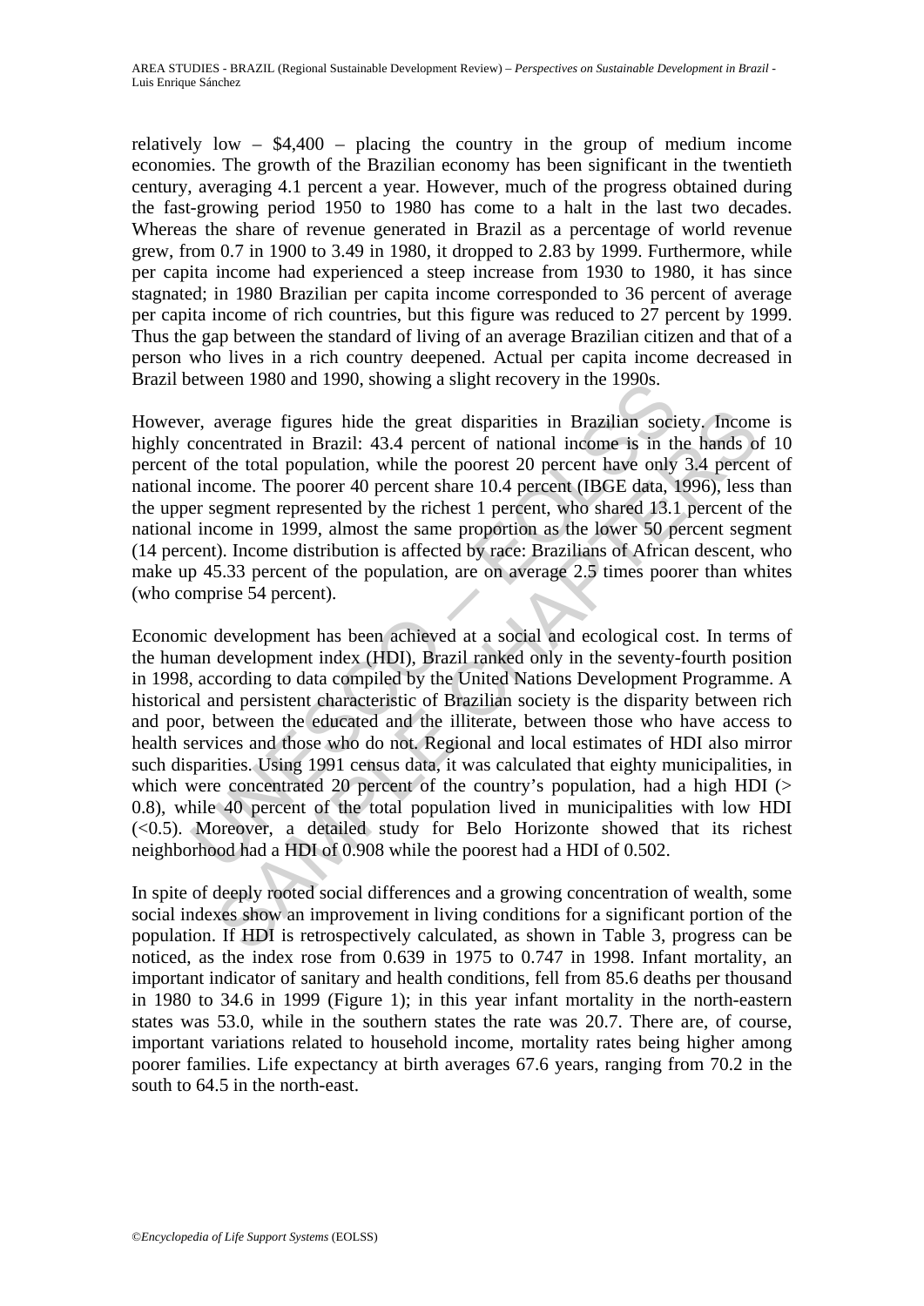relatively low – $4,400 – placing the country in the group of medium income economies. The growth of the Brazilian economy has been significant in the twentieth century, averaging 4.1 percent a year. However, much of the progress obtained during the fast-growing period 1950 to 1980 has come to a halt in the last two decades. Whereas the share of revenue generated in Brazil as a percentage of world revenue grew, from 0.7 in 1900 to 3.49 in 1980, it dropped to 2.83 by 1999. Furthermore, while per capita income had experienced a steep increase from 1930 to 1980, it has since stagnated; in 1980 Brazilian per capita income corresponded to 36 percent of average per capita income of rich countries, but this figure was reduced to 27 percent by 1999. Thus the gap between the standard of living of an average Brazilian citizen and that of a person who lives in a rich country deepened. Actual per capita income decreased in Brazil between 1980 and 1990, showing a slight recovery in the 1990s.

However, average figures hide the great disparities in Brazilian society. Income is highly concentrated in Brazil: 43.4 percent of national income is in the hands of 10 percent of the total population, while the poorest 20 percent have only 3.4 percent of national income. The poorer 40 percent share 10.4 percent (IBGE data, 1996), less than the upper segment represented by the richest 1 percent, who shared 13.1 percent of the national income in 1999, almost the same proportion as the lower 50 percent segment (14 percent). Income distribution is affected by race: Brazilians of African descent, who make up 45.33 percent of the population, are on average 2.5 times poorer than whites (who comprise 54 percent).

Economic development has been achieved at a social and ecological cost. In terms of the human development index (HDI), Brazil ranked only in the seventy-fourth position in 1998, according to data compiled by the United Nations Development Programme. A historical and persistent characteristic of Brazilian society is the disparity between rich and poor, between the educated and the illiterate, between those who have access to health services and those who do not. Regional and local estimates of HDI also mirror such disparities. Using 1991 census data, it was calculated that eighty municipalities, in which were concentrated 20 percent of the country's population, had a high HDI (> 0.8), while 40 percent of the total population lived in municipalities with low HDI (<0.5). Moreover, a detailed study for Belo Horizonte showed that its richest neighborhood had a HDI of 0.908 while the poorest had a HDI of 0.502.

In spite of deeply rooted social differences and a growing concentration of wealth, some social indexes show an improvement in living conditions for a significant portion of the population. If HDI is retrospectively calculated, as shown in Table 3, progress can be noticed, as the index rose from 0.639 in 1975 to 0.747 in 1998. Infant mortality, an important indicator of sanitary and health conditions, fell from 85.6 deaths per thousand in 1980 to 34.6 in 1999 (Figure 1); in this year infant mortality in the north-eastern states was 53.0, while in the southern states the rate was 20.7. There are, of course, important variations related to household income, mortality rates being higher among poorer families. Life expectancy at birth averages 67.6 years, ranging from 70.2 in the south to 64.5 in the north-east.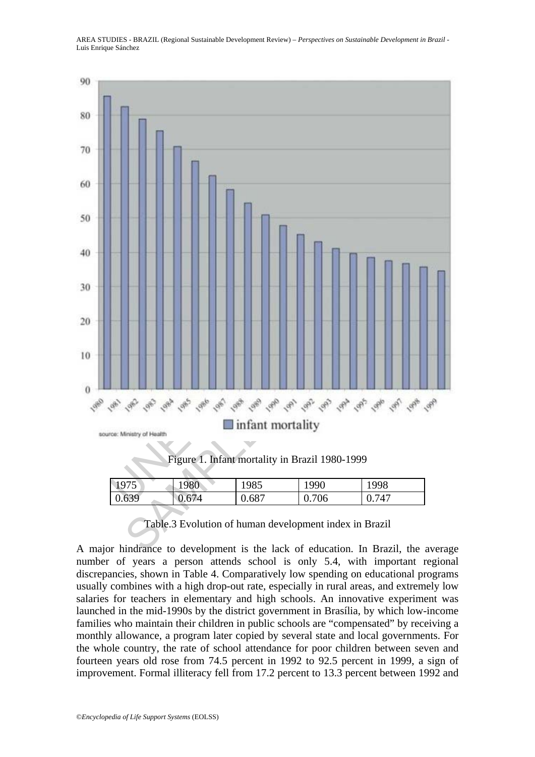Figure 1. Infant mortality in Brazil 1980-1999

| 1975 | 1980 | 1985 | 1990 | 1998 |
|---|---|---|---|---|
| 0.639 | 0.674 | 0.687 | 0.706 | 0.747 |

Table.3 Evolution of human development index in Brazil

A major hindrance to development is the lack of education. In Brazil, the average number of years a person attends school is only 5.4, with important regional discrepancies, shown in Table 4. Comparatively low spending on educational programs usually combines with a high drop-out rate, especially in rural areas, and extremely low salaries for teachers in elementary and high schools. An innovative experiment was launched in the mid-1990s by the district government in Brasília, by which low-income families who maintain their children in public schools are "compensated" by receiving a monthly allowance, a program later copied by several state and local governments. For the whole country, the rate of school attendance for poor children between seven and fourteen years old rose from 74.5 percent in 1992 to 92.5 percent in 1999, a sign of improvement. Formal illiteracy fell from 17.2 percent to 13.3 percent between 1992 and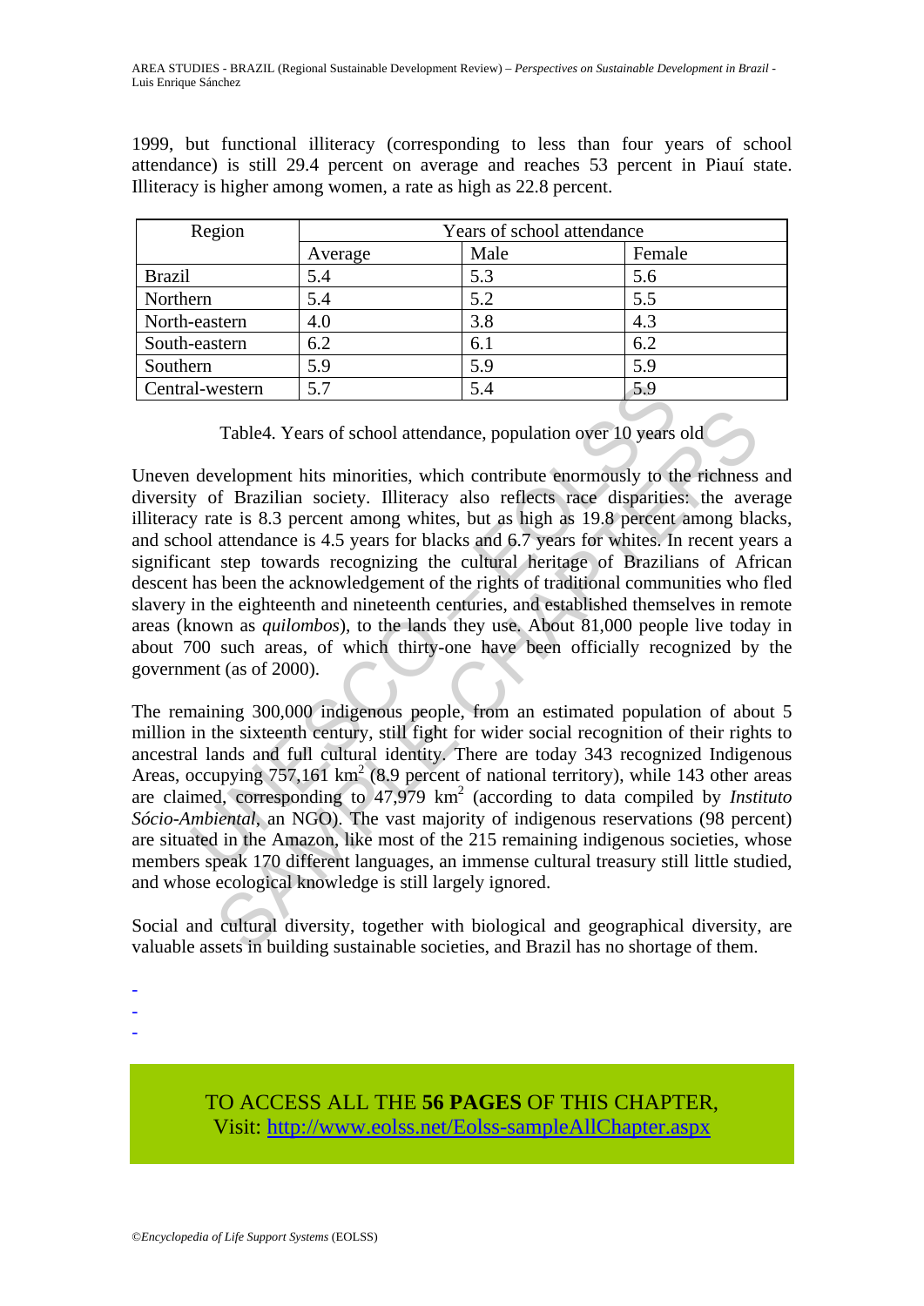1999, but functional illiteracy (corresponding to less than four years of school attendance) is still 29.4 percent on average and reaches 53 percent in Piauí state. Illiteracy is higher among women, a rate as high as 22.8 percent.

| Region | Years of school attendance | | |
|---|---|---|---|
| | Average | Male | Female |
| Brazil | 5.4 | 5.3 | 5.6 |
| Northern | 5.4 | 5.2 | 5.5 |
| North-eastern | 4.0 | 3.8 | 4.3 |
| South-eastern | 6.2 | 6.1 | 6.2 |
| Southern | 5.9 | 5.9 | 5.9 |
| Central-western | 5.7 | 5.4 | 5.9 |

Table4. Years of school attendance, population over 10 years old

Uneven development hits minorities, which contribute enormously to the richness and diversity of Brazilian society. Illiteracy also reflects race disparities: the average illiteracy rate is 8.3 percent among whites, but as high as 19.8 percent among blacks, and school attendance is 4.5 years for blacks and 6.7 years for whites. In recent years a significant step towards recognizing the cultural heritage of Brazilians of African descent has been the acknowledgement of the rights of traditional communities who fled slavery in the eighteenth and nineteenth centuries, and established themselves in remote areas (known as *quilombos*), to the lands they use. About 81,000 people live today in about 700 such areas, of which thirty-one have been officially recognized by the government (as of 2000).

The remaining 300,000 indigenous people, from an estimated population of about 5 million in the sixteenth century, still fight for wider social recognition of their rights to ancestral lands and full cultural identity. There are today 343 recognized Indigenous Areas, occupying 757,161 km$^2$ (8.9 percent of national territory), while 143 other areas are claimed, corresponding to 47,979 km$^2$ (according to data compiled by *Instituto Sócio-Ambiental*, an NGO). The vast majority of indigenous reservations (98 percent) are situated in the Amazon, like most of the 215 remaining indigenous societies, whose members speak 170 different languages, an immense cultural treasury still little studied, and whose ecological knowledge is still largely ignored.

Social and cultural diversity, together with biological and geographical diversity, are valuable assets in building sustainable societies, and Brazil has no shortage of them.

-
-
-

TO ACCESS ALL THE **56 PAGES** OF THIS CHAPTER,
Visit: http://www.eolss.net/Eolss-sampleAllChapter.aspx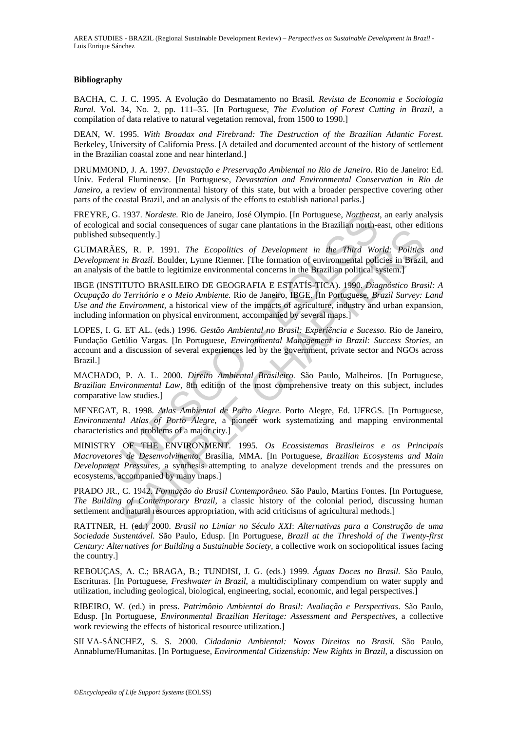### Bibliography

BACHA, C. J. C. 1995. A Evolução do Desmatamento no Brasil. *Revista de Economia e Sociologia Rural.* Vol. 34, No. 2, pp. 111–35. [In Portuguese, *The Evolution of Forest Cutting in Brazil,* a compilation of data relative to natural vegetation removal, from 1500 to 1990.]

DEAN, W. 1995. *With Broadax and Firebrand: The Destruction of the Brazilian Atlantic Forest.* Berkeley, University of California Press. [A detailed and documented account of the history of settlement in the Brazilian coastal zone and near hinterland.]

DRUMMOND, J. A. 1997. *Devastação e Preservação Ambiental no Rio de Janeiro*. Rio de Janeiro: Ed. Univ. Federal Fluminense. [In Portuguese, *Devastation and Environmental Conservation in Rio de Janeiro,* a review of environmental history of this state, but with a broader perspective covering other parts of the coastal Brazil, and an analysis of the efforts to establish national parks.]

FREYRE, G. 1937. *Nordeste.* Rio de Janeiro, José Olympio. [In Portuguese, *Northeast,* an early analysis of ecological and social consequences of sugar cane plantations in the Brazilian north-east, other editions published subsequently.]

GUIMARÃES, R. P. 1991. *The Ecopolitics of Development in the Third World: Politics and Development in Brazil*. Boulder, Lynne Rienner. [The formation of environmental policies in Brazil, and an analysis of the battle to legitimize environmental concerns in the Brazilian political system.]

IBGE (INSTITUTO BRASILEIRO DE GEOGRAFIA E ESTATÍS-TICA). 1990. *Diagnóstico Brasil: A Ocupação do Território e o Meio Ambiente.* Rio de Janeiro, IBGE. [In Portuguese, *Brazil Survey: Land Use and the Environment,* a historical view of the impacts of agriculture, industry and urban expansion, including information on physical environment, accompanied by several maps.]

LOPES, I. G. ET AL. (eds.) 1996. *Gestão Ambiental no Brasil: Experiência e Sucesso.* Rio de Janeiro, Fundação Getúlio Vargas. [In Portuguese, *Environmental Management in Brazil: Success Stories,* an account and a discussion of several experiences led by the government, private sector and NGOs across Brazil.]

MACHADO, P. A. L. 2000. *Direito Ambiental Brasileiro.* São Paulo, Malheiros. [In Portuguese, *Brazilian Environmental Law,* 8th edition of the most comprehensive treaty on this subject, includes comparative law studies.]

MENEGAT, R. 1998. *Atlas Ambiental de Porto Alegre.* Porto Alegre, Ed. UFRGS. [In Portuguese, *Environmental Atlas of Porto Alegre,* a pioneer work systematizing and mapping environmental characteristics and problems of a major city.]

MINISTRY OF THE ENVIRONMENT. 1995. *Os Ecossistemas Brasileiros e os Principais Macrovetores de Desenvolvimento.* Brasília, MMA. [In Portuguese, *Brazilian Ecosystems and Main Development Pressures,* a synthesis attempting to analyze development trends and the pressures on ecosystems, accompanied by many maps.]

PRADO JR., C. 1942. *Formação do Brasil Contemporâneo.* São Paulo, Martins Fontes. [In Portuguese, *The Building of Contemporary Brazil,* a classic history of the colonial period, discussing human settlement and natural resources appropriation, with acid criticisms of agricultural methods.]

RATTNER, H. (ed.) 2000. *Brasil no Limiar no Século XXI*: *Alternativas para a Construção de uma Sociedade Sustentável.* São Paulo, Edusp. [In Portuguese, *Brazil at the Threshold of the Twenty-first Century: Alternatives for Building a Sustainable Society,* a collective work on sociopolitical issues facing the country.]

REBOUÇAS, A. C.; BRAGA, B.; TUNDISI, J. G. (eds.) 1999. *Águas Doces no Brasil.* São Paulo, Escrituras. [In Portuguese, *Freshwater in Brazil,* a multidisciplinary compendium on water supply and utilization, including geological, biological, engineering, social, economic, and legal perspectives.]

RIBEIRO, W. (ed.) in press. *Patrimônio Ambiental do Brasil: Avaliação e Perspectivas*. São Paulo, Edusp. [In Portuguese, *Environmental Brazilian Heritage: Assessment and Perspectives,* a collective work reviewing the effects of historical resource utilization.]

SILVA-SÁNCHEZ, S. S. 2000. *Cidadania Ambiental: Novos Direitos no Brasil.* São Paulo, Annablume/Humanitas. [In Portuguese, *Environmental Citizenship: New Rights in Brazil,* a discussion on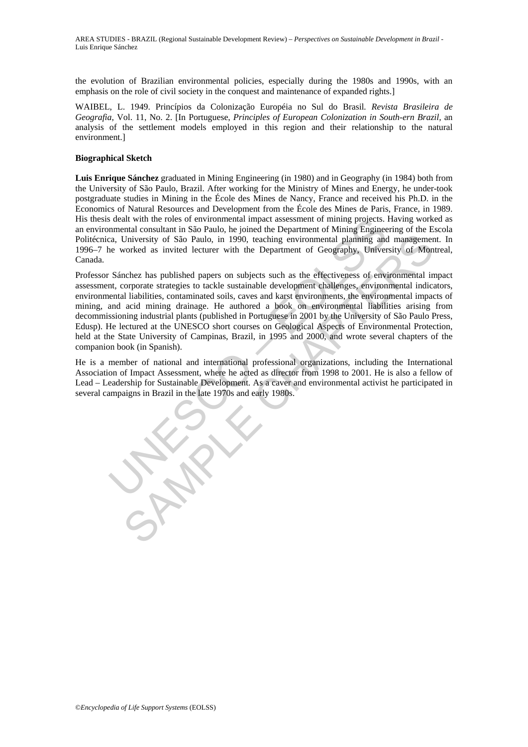the evolution of Brazilian environmental policies, especially during the 1980s and 1990s, with an emphasis on the role of civil society in the conquest and maintenance of expanded rights.]

WAIBEL, L. 1949. Princípios da Colonização Européia no Sul do Brasil. *Revista Brasileira de Geografia*, Vol. 11, No. 2. [In Portuguese, *Principles of European Colonization in South-ern Brazil*, an analysis of the settlement models employed in this region and their relationship to the natural environment.]

### Biographical Sketch

**Luis Enrique Sánchez** graduated in Mining Engineering (in 1980) and in Geography (in 1984) both from the University of São Paulo, Brazil. After working for the Ministry of Mines and Energy, he under-took postgraduate studies in Mining in the École des Mines de Nancy, France and received his Ph.D. in the Economics of Natural Resources and Development from the École des Mines de Paris, France, in 1989. His thesis dealt with the roles of environmental impact assessment of mining projects. Having worked as an environmental consultant in São Paulo, he joined the Department of Mining Engineering of the Escola Politécnica, University of São Paulo, in 1990, teaching environmental planning and management. In 1996–7 he worked as invited lecturer with the Department of Geography, University of Montreal, Canada.

Professor Sánchez has published papers on subjects such as the effectiveness of environmental impact assessment, corporate strategies to tackle sustainable development challenges, environmental indicators, environmental liabilities, contaminated soils, caves and karst environments, the environmental impacts of mining, and acid mining drainage. He authored a book on environmental liabilities arising from decommissioning industrial plants (published in Portuguese in 2001 by the University of São Paulo Press, Edusp). He lectured at the UNESCO short courses on Geological Aspects of Environmental Protection, held at the State University of Campinas, Brazil, in 1995 and 2000, and wrote several chapters of the companion book (in Spanish).

He is a member of national and international professional organizations, including the International Association of Impact Assessment, where he acted as director from 1998 to 2001. He is also a fellow of Lead – Leadership for Sustainable Development. As a caver and environmental activist he participated in several campaigns in Brazil in the late 1970s and early 1980s.